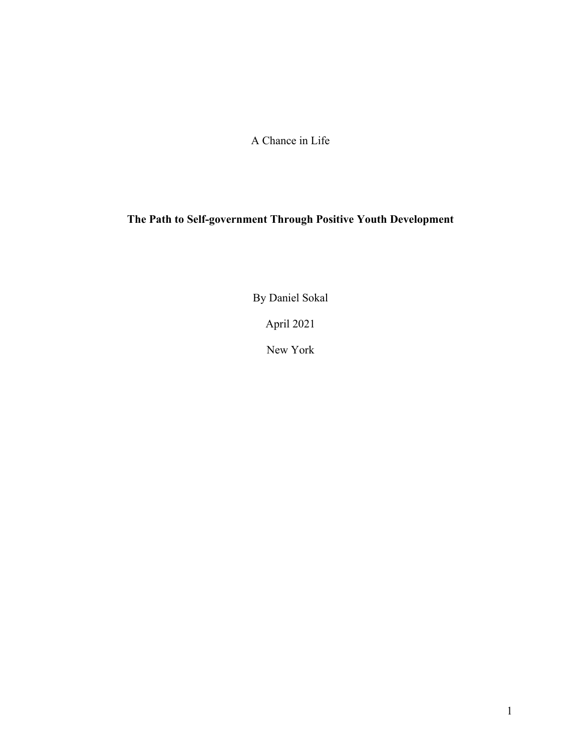A Chance in Life

# The Path to Self-government Through Positive Youth Development

By Daniel Sokal

April 2021

New York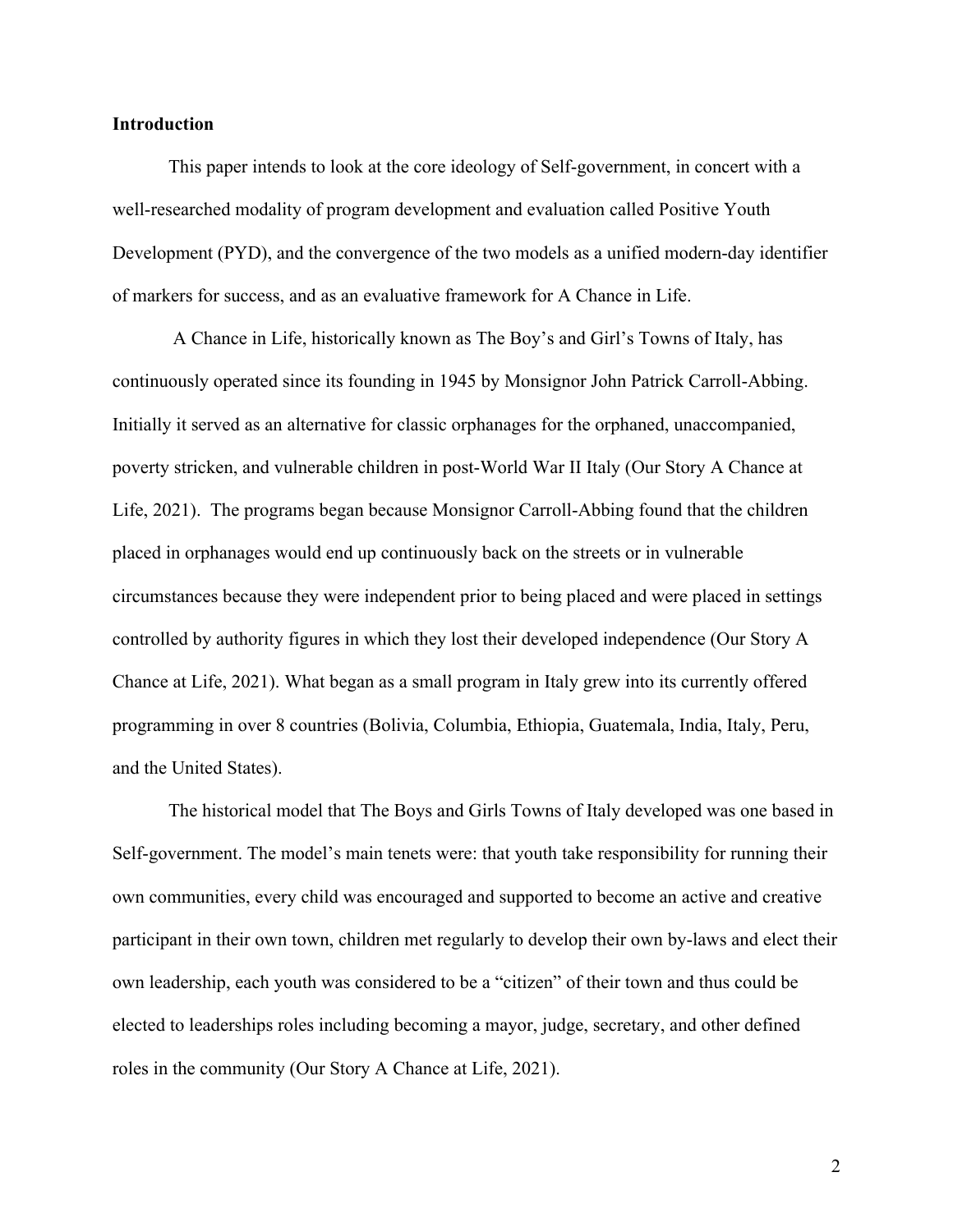**Introduction**

This paper intends to look at the core ideology of Self-government, in concert with a well-researched modality of program development and evaluation called Positive Youth Development (PYD), and the convergence of the two models as a unified modern-day identifier of markers for success, and as an evaluative framework for A Chance in Life.

A Chance in Life, historically known as The Boy's and Girl's Towns of Italy, has continuously operated since its founding in 1945 by Monsignor John Patrick Carroll-Abbing. Initially it served as an alternative for classic orphanages for the orphaned, unaccompanied, poverty stricken, and vulnerable children in post-World War II Italy (Our Story A Chance at Life, 2021). The programs began because Monsignor Carroll-Abbing found that the children placed in orphanages would end up continuously back on the streets or in vulnerable circumstances because they were independent prior to being placed and were placed in settings controlled by authority figures in which they lost their developed independence (Our Story A Chance at Life, 2021). What began as a small program in Italy grew into its currently offered programming in over 8 countries (Bolivia, Columbia, Ethiopia, Guatemala, India, Italy, Peru, and the United States).

The historical model that The Boys and Girls Towns of Italy developed was one based in Self-government. The model's main tenets were: that youth take responsibility for running their own communities, every child was encouraged and supported to become an active and creative participant in their own town, children met regularly to develop their own by-laws and elect their own leadership, each youth was considered to be a "citizen" of their town and thus could be elected to leaderships roles including becoming a mayor, judge, secretary, and other defined roles in the community (Our Story A Chance at Life, 2021).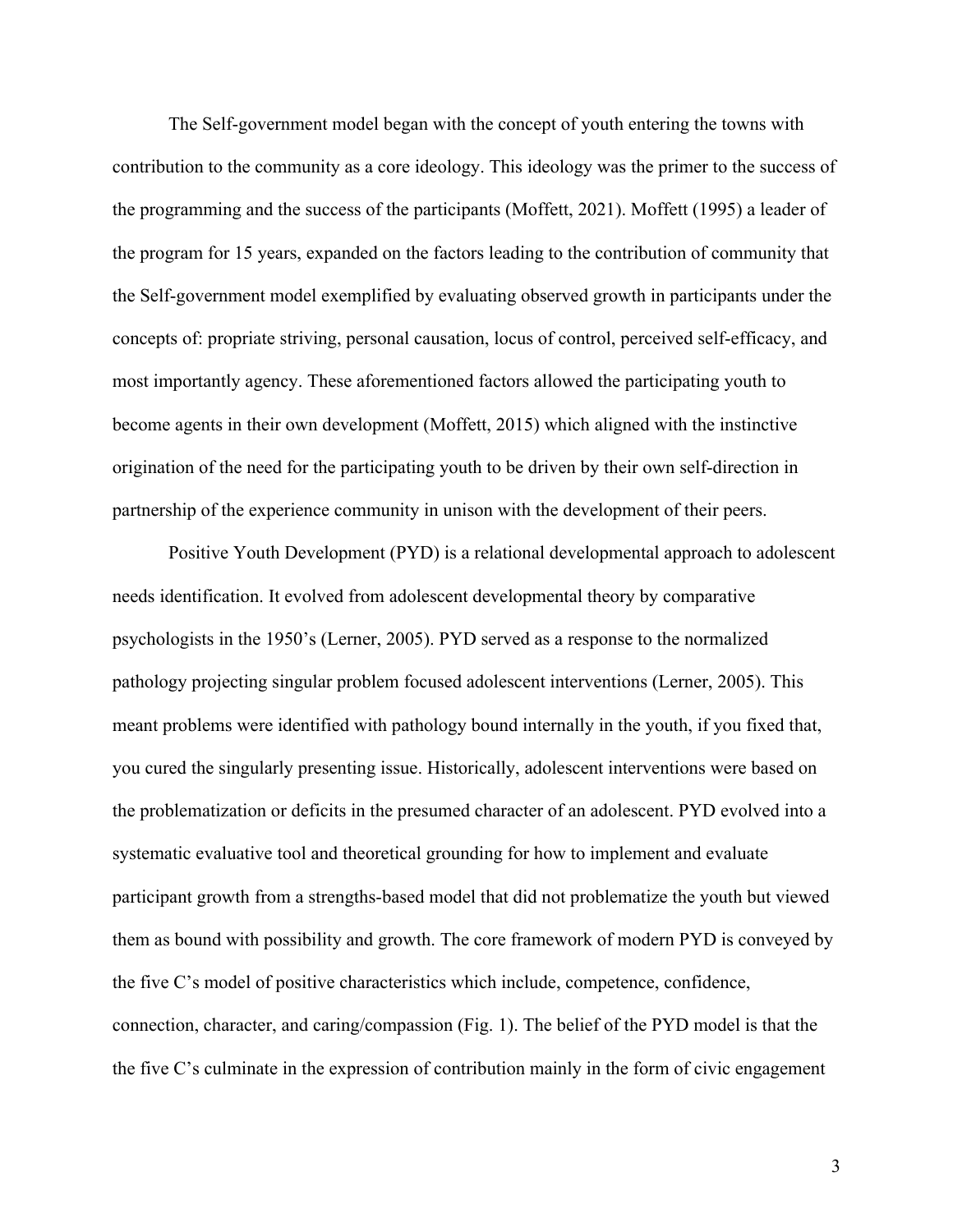The Self-government model began with the concept of youth entering the towns with contribution to the community as a core ideology. This ideology was the primer to the success of the programming and the success of the participants (Moffett, 2021). Moffett (1995) a leader of the program for 15 years, expanded on the factors leading to the contribution of community that the Self-government model exemplified by evaluating observed growth in participants under the concepts of: propriate striving, personal causation, locus of control, perceived self-efficacy, and most importantly agency. These aforementioned factors allowed the participating youth to become agents in their own development (Moffett, 2015) which aligned with the instinctive origination of the need for the participating youth to be driven by their own self-direction in partnership of the experience community in unison with the development of their peers.

Positive Youth Development (PYD) is a relational developmental approach to adolescent needs identification. It evolved from adolescent developmental theory by comparative psychologists in the 1950's (Lerner, 2005). PYD served as a response to the normalized pathology projecting singular problem focused adolescent interventions (Lerner, 2005). This meant problems were identified with pathology bound internally in the youth, if you fixed that, you cured the singularly presenting issue. Historically, adolescent interventions were based on the problematization or deficits in the presumed character of an adolescent. PYD evolved into a systematic evaluative tool and theoretical grounding for how to implement and evaluate participant growth from a strengths-based model that did not problematize the youth but viewed them as bound with possibility and growth. The core framework of modern PYD is conveyed by the five C's model of positive characteristics which include, competence, confidence, connection, character, and caring/compassion (Fig. 1). The belief of the PYD model is that the the five C's culminate in the expression of contribution mainly in the form of civic engagement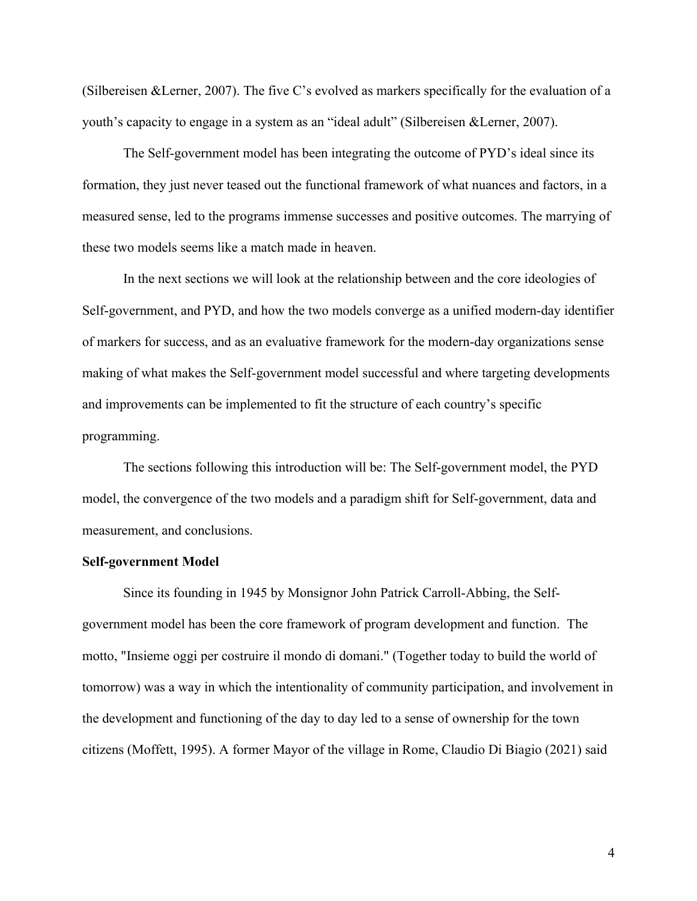(Silbereisen &Lerner, 2007). The five C's evolved as markers specifically for the evaluation of a youth's capacity to engage in a system as an "ideal adult" (Silbereisen &Lerner, 2007).

The Self-government model has been integrating the outcome of PYD's ideal since its formation, they just never teased out the functional framework of what nuances and factors, in a measured sense, led to the programs immense successes and positive outcomes. The marrying of these two models seems like a match made in heaven.

In the next sections we will look at the relationship between and the core ideologies of Self-government, and PYD, and how the two models converge as a unified modern-day identifier of markers for success, and as an evaluative framework for the modern-day organizations sense making of what makes the Self-government model successful and where targeting developments and improvements can be implemented to fit the structure of each country's specific programming.

The sections following this introduction will be: The Self-government model, the PYD model, the convergence of the two models and a paradigm shift for Self-government, data and measurement, and conclusions.

**Self-government Model**

Since its founding in 1945 by Monsignor John Patrick Carroll-Abbing, the Self-government model has been the core framework of program development and function. The motto, "Insieme oggi per costruire il mondo di domani." (Together today to build the world of tomorrow) was a way in which the intentionality of community participation, and involvement in the development and functioning of the day to day led to a sense of ownership for the town citizens (Moffett, 1995). A former Mayor of the village in Rome, Claudio Di Biagio (2021) said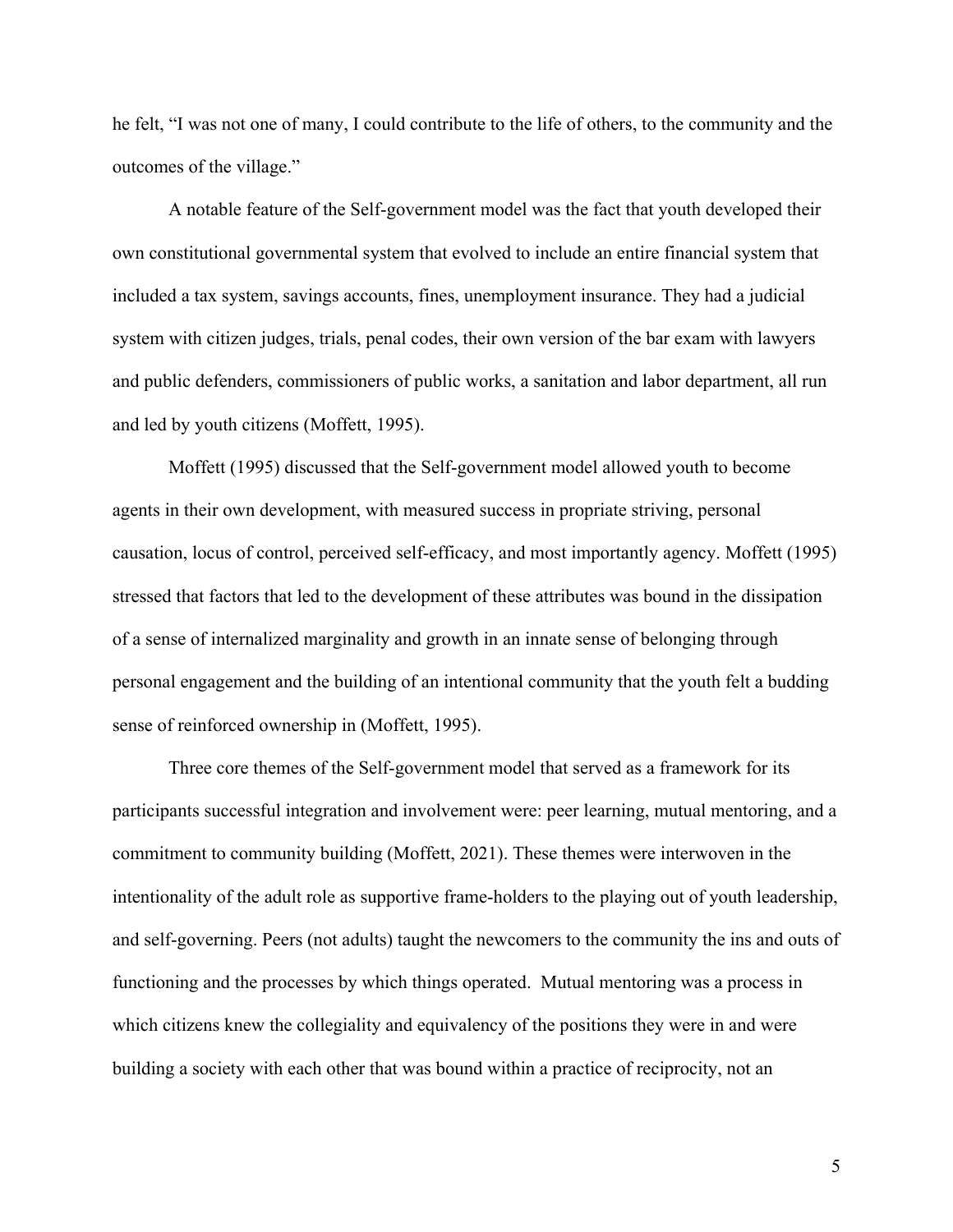he felt, "I was not one of many, I could contribute to the life of others, to the community and the outcomes of the village."

A notable feature of the Self-government model was the fact that youth developed their own constitutional governmental system that evolved to include an entire financial system that included a tax system, savings accounts, fines, unemployment insurance. They had a judicial system with citizen judges, trials, penal codes, their own version of the bar exam with lawyers and public defenders, commissioners of public works, a sanitation and labor department, all run and led by youth citizens (Moffett, 1995).

Moffett (1995) discussed that the Self-government model allowed youth to become agents in their own development, with measured success in propriate striving, personal causation, locus of control, perceived self-efficacy, and most importantly agency. Moffett (1995) stressed that factors that led to the development of these attributes was bound in the dissipation of a sense of internalized marginality and growth in an innate sense of belonging through personal engagement and the building of an intentional community that the youth felt a budding sense of reinforced ownership in (Moffett, 1995).

Three core themes of the Self-government model that served as a framework for its participants successful integration and involvement were: peer learning, mutual mentoring, and a commitment to community building (Moffett, 2021). These themes were interwoven in the intentionality of the adult role as supportive frame-holders to the playing out of youth leadership, and self-governing. Peers (not adults) taught the newcomers to the community the ins and outs of functioning and the processes by which things operated. Mutual mentoring was a process in which citizens knew the collegiality and equivalency of the positions they were in and were building a society with each other that was bound within a practice of reciprocity, not an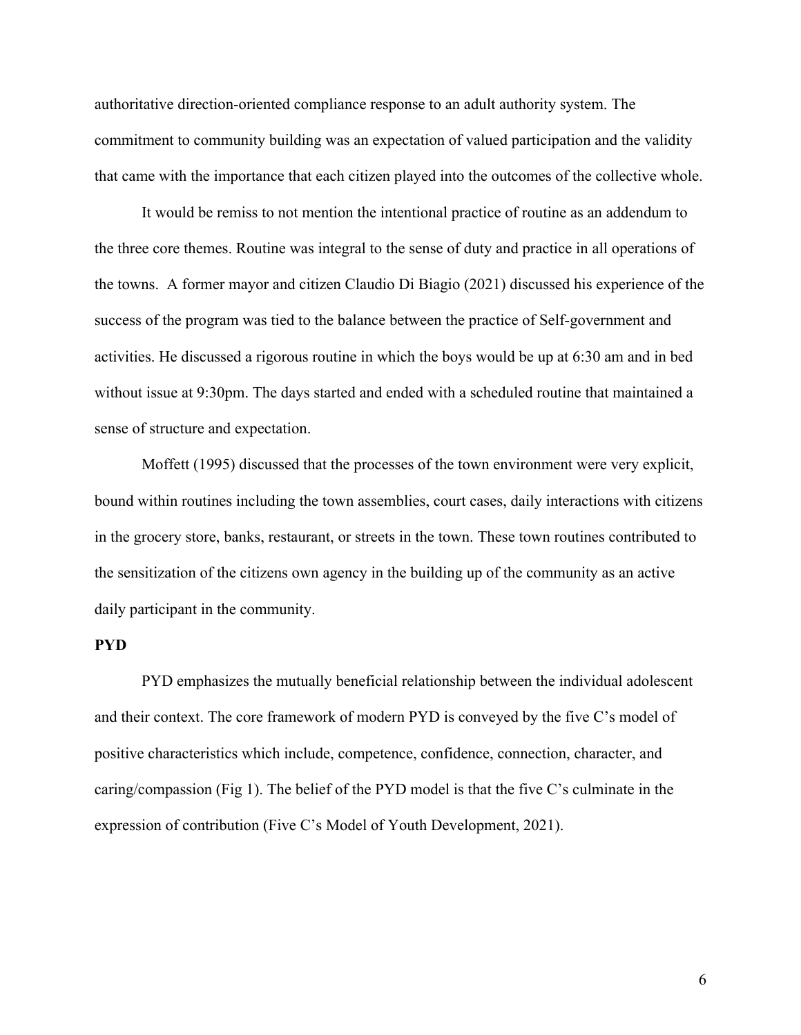authoritative direction-oriented compliance response to an adult authority system. The commitment to community building was an expectation of valued participation and the validity that came with the importance that each citizen played into the outcomes of the collective whole.

It would be remiss to not mention the intentional practice of routine as an addendum to the three core themes. Routine was integral to the sense of duty and practice in all operations of the towns. A former mayor and citizen Claudio Di Biagio (2021) discussed his experience of the success of the program was tied to the balance between the practice of Self-government and activities. He discussed a rigorous routine in which the boys would be up at 6:30 am and in bed without issue at 9:30pm. The days started and ended with a scheduled routine that maintained a sense of structure and expectation.

Moffett (1995) discussed that the processes of the town environment were very explicit, bound within routines including the town assemblies, court cases, daily interactions with citizens in the grocery store, banks, restaurant, or streets in the town. These town routines contributed to the sensitization of the citizens own agency in the building up of the community as an active daily participant in the community.

**PYD**

PYD emphasizes the mutually beneficial relationship between the individual adolescent and their context. The core framework of modern PYD is conveyed by the five C's model of positive characteristics which include, competence, confidence, connection, character, and caring/compassion (Fig 1). The belief of the PYD model is that the five C's culminate in the expression of contribution (Five C's Model of Youth Development, 2021).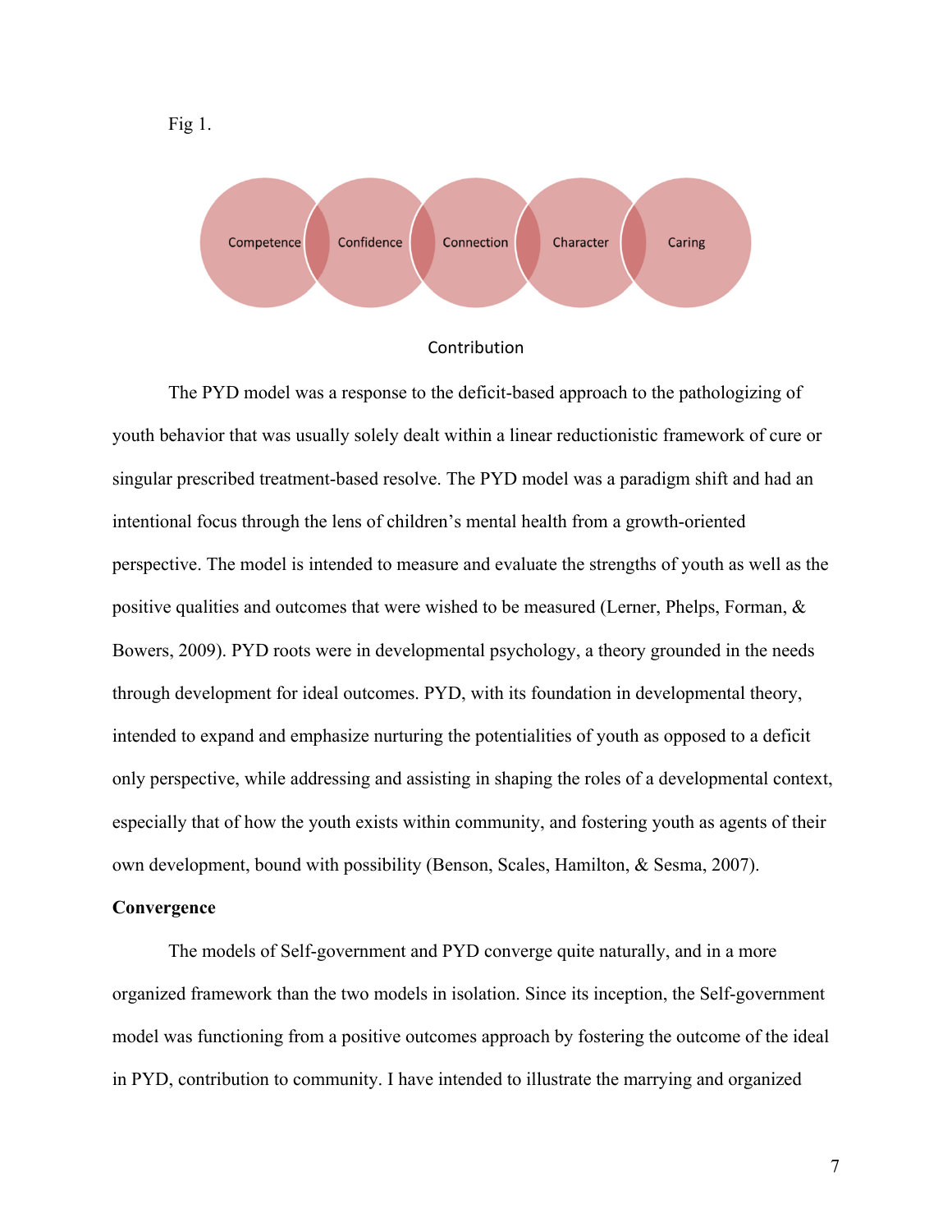Fig 1.

Competence

Confidence

Connection

Character

Caring

Contribution

The PYD model was a response to the deficit-based approach to the pathologizing of youth behavior that was usually solely dealt within a linear reductionistic framework of cure or singular prescribed treatment-based resolve. The PYD model was a paradigm shift and had an intentional focus through the lens of children's mental health from a growth-oriented perspective. The model is intended to measure and evaluate the strengths of youth as well as the positive qualities and outcomes that were wished to be measured (Lerner, Phelps, Forman, & Bowers, 2009). PYD roots were in developmental psychology, a theory grounded in the needs through development for ideal outcomes. PYD, with its foundation in developmental theory, intended to expand and emphasize nurturing the potentialities of youth as opposed to a deficit only perspective, while addressing and assisting in shaping the roles of a developmental context, especially that of how the youth exists within community, and fostering youth as agents of their own development, bound with possibility (Benson, Scales, Hamilton, & Sesma, 2007).

**Convergence**

The models of Self-government and PYD converge quite naturally, and in a more organized framework than the two models in isolation. Since its inception, the Self-government model was functioning from a positive outcomes approach by fostering the outcome of the ideal in PYD, contribution to community. I have intended to illustrate the marrying and organized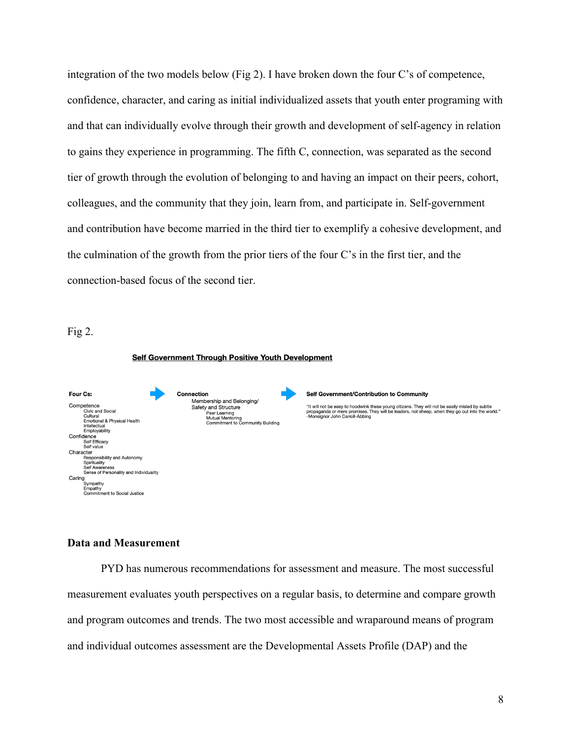integration of the two models below (Fig 2). I have broken down the four C's of competence, confidence, character, and caring as initial individualized assets that youth enter programing with and that can individually evolve through their growth and development of self-agency in relation to gains they experience in programming. The fifth C, connection, was separated as the second tier of growth through the evolution of belonging to and having an impact on their peers, cohort, colleagues, and the community that they join, learn from, and participate in. Self-government and contribution have become married in the third tier to exemplify a cohesive development, and the culmination of the growth from the prior tiers of the four C's in the first tier, and the connection-based focus of the second tier.

Fig 2.

**Self Government Through Positive Youth Development**

**Four Cs:**

Competence
- Civic and Social
- Cultural
- Emotional & Physical Health
- Intellectual
- Employability

Confidence
- Self Efficacy
- Self value

Character
- Responsibility and Autonomy
- Spirituality
- Self Awareness
- Sense of Personality and Individuality

Caring
- Sympathy
- Empathy
- Commitment to Social Justice

**Connection**

Membership and Belonging/
Safety and Structure
- Peer Learning
- Mutual Mentoring
- Commitment to Community Building

**Self Government/Contribution to Community**

"It will not be easy to hoodwink these young citizens. They will not be easily misled by subtle propaganda or mere promises. They will be leaders, not sheep, when they go out into the world."
-Monsignor John Carroll-Abbing

### Data and Measurement

PYD has numerous recommendations for assessment and measure. The most successful measurement evaluates youth perspectives on a regular basis, to determine and compare growth and program outcomes and trends. The two most accessible and wraparound means of program and individual outcomes assessment are the Developmental Assets Profile (DAP) and the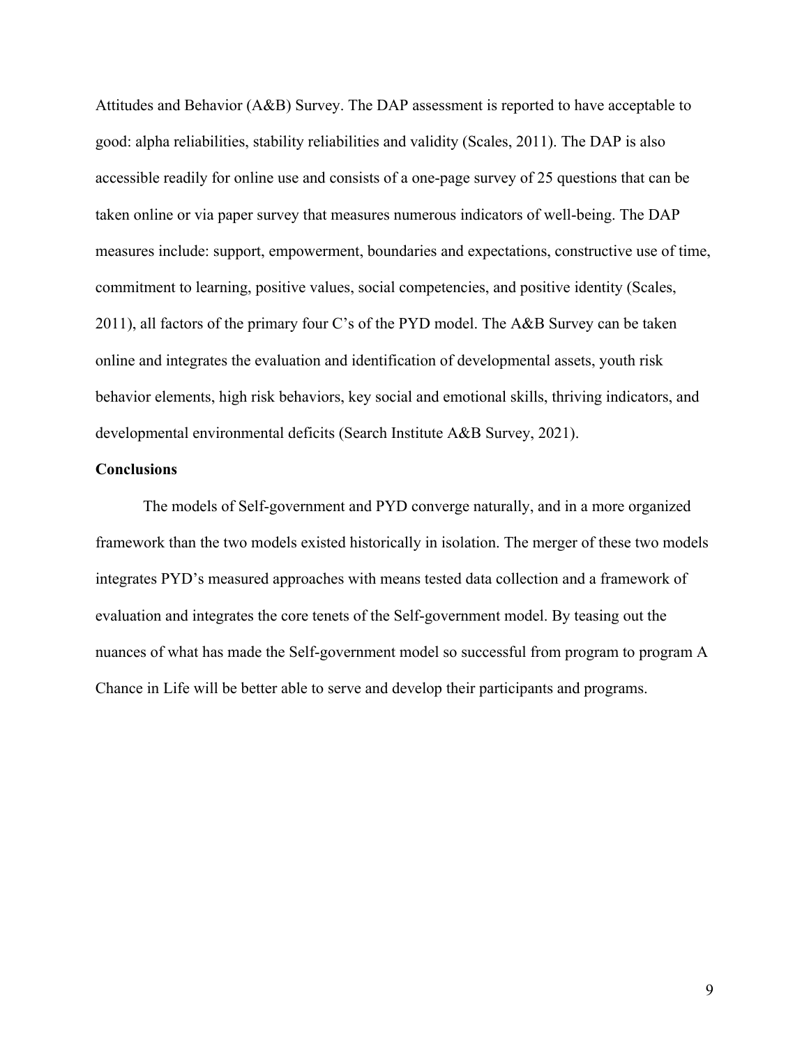Attitudes and Behavior (A&B) Survey. The DAP assessment is reported to have acceptable to good: alpha reliabilities, stability reliabilities and validity (Scales, 2011). The DAP is also accessible readily for online use and consists of a one-page survey of 25 questions that can be taken online or via paper survey that measures numerous indicators of well-being. The DAP measures include: support, empowerment, boundaries and expectations, constructive use of time, commitment to learning, positive values, social competencies, and positive identity (Scales, 2011), all factors of the primary four C's of the PYD model. The A&B Survey can be taken online and integrates the evaluation and identification of developmental assets, youth risk behavior elements, high risk behaviors, key social and emotional skills, thriving indicators, and developmental environmental deficits (Search Institute A&B Survey, 2021).

**Conclusions**

The models of Self-government and PYD converge naturally, and in a more organized framework than the two models existed historically in isolation. The merger of these two models integrates PYD's measured approaches with means tested data collection and a framework of evaluation and integrates the core tenets of the Self-government model. By teasing out the nuances of what has made the Self-government model so successful from program to program A Chance in Life will be better able to serve and develop their participants and programs.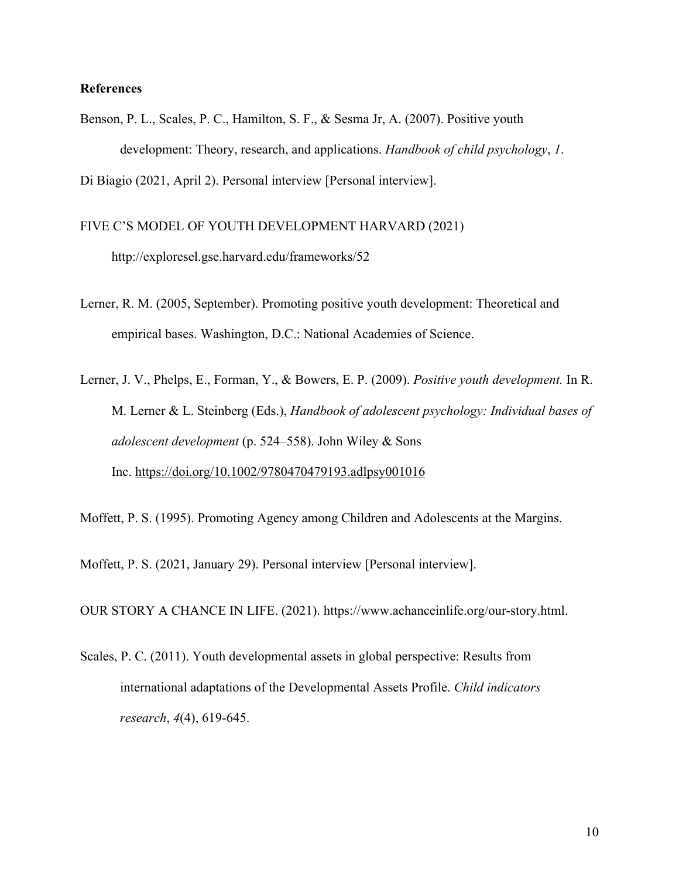**References**

Benson, P. L., Scales, P. C., Hamilton, S. F., & Sesma Jr, A. (2007). Positive youth development: Theory, research, and applications. *Handbook of child psychology*, *1*.

Di Biagio (2021, April 2). Personal interview [Personal interview].

FIVE C'S MODEL OF YOUTH DEVELOPMENT HARVARD (2021) http://exploresel.gse.harvard.edu/frameworks/52

Lerner, R. M. (2005, September). Promoting positive youth development: Theoretical and empirical bases. Washington, D.C.: National Academies of Science.

Lerner, J. V., Phelps, E., Forman, Y., & Bowers, E. P. (2009). *Positive youth development.* In R. M. Lerner & L. Steinberg (Eds.), *Handbook of adolescent psychology: Individual bases of adolescent development* (p. 524–558). John Wiley & Sons Inc. https://doi.org/10.1002/9780470479193.adlpsy001016

Moffett, P. S. (1995). Promoting Agency among Children and Adolescents at the Margins.

Moffett, P. S. (2021, January 29). Personal interview [Personal interview].

OUR STORY A CHANCE IN LIFE. (2021). https://www.achanceinlife.org/our-story.html.

Scales, P. C. (2011). Youth developmental assets in global perspective: Results from international adaptations of the Developmental Assets Profile. *Child indicators research*, *4*(4), 619-645.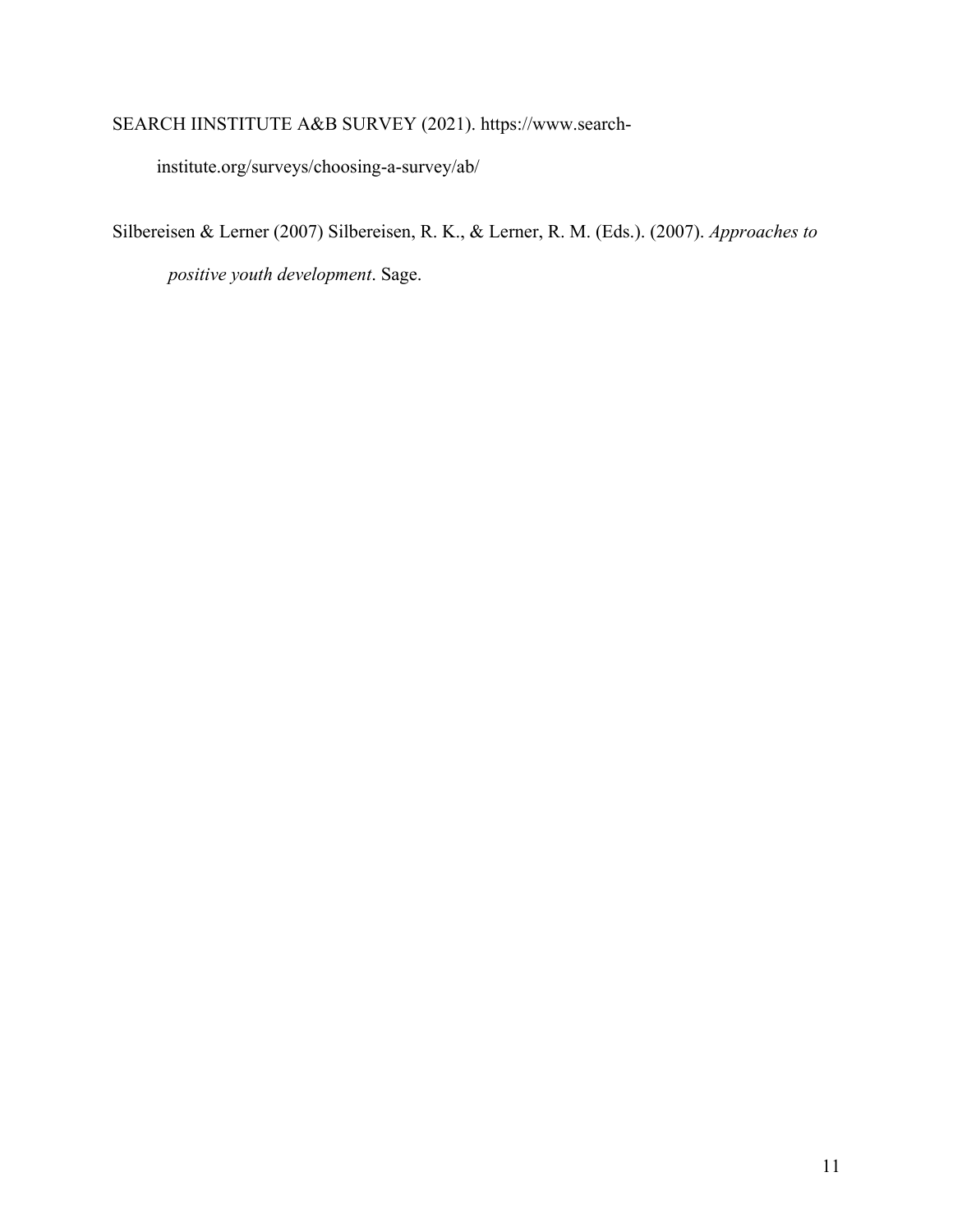SEARCH IINSTITUTE A&B SURVEY (2021). https://www.search-institute.org/surveys/choosing-a-survey/ab/

Silbereisen & Lerner (2007) Silbereisen, R. K., & Lerner, R. M. (Eds.). (2007). *Approaches to positive youth development*. Sage.